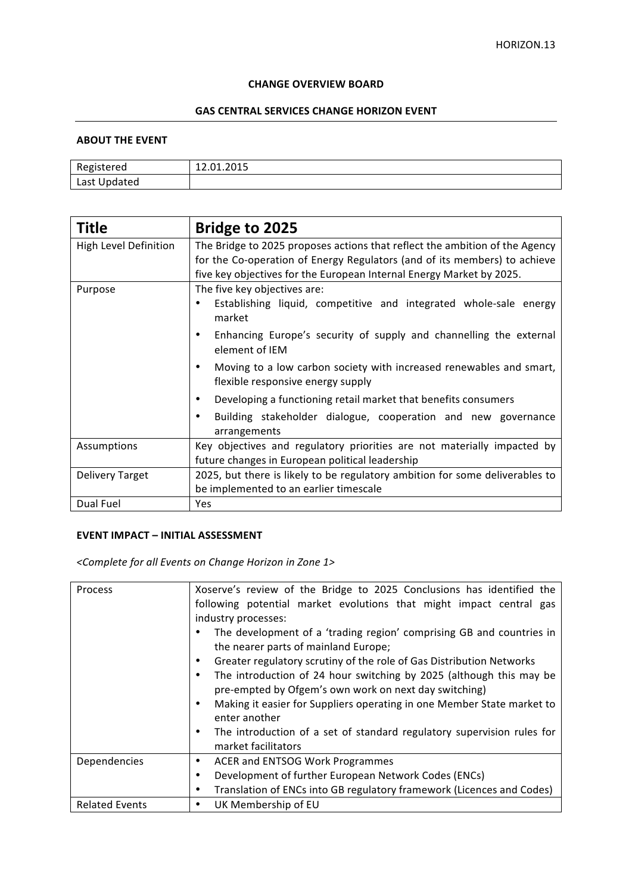**CHANGE OVERVIEW BOARD**

**GAS CENTRAL SERVICES CHANGE HORIZON EVENT**

**ABOUT THE EVENT**

| Registered | 12.01.2015 |
|---|---|
| Last Updated | |

| **Title** | **Bridge to 2025** |
|---|---|
| High Level Definition | The Bridge to 2025 proposes actions that reflect the ambition of the Agency for the Co-operation of Energy Regulators (and of its members) to achieve five key objectives for the European Internal Energy Market by 2025. |
| Purpose | The five key objectives are:<br>• Establishing liquid, competitive and integrated whole-sale energy market<br>• Enhancing Europe's security of supply and channelling the external element of IEM<br>• Moving to a low carbon society with increased renewables and smart, flexible responsive energy supply<br>• Developing a functioning retail market that benefits consumers<br>• Building stakeholder dialogue, cooperation and new governance arrangements |
| Assumptions | Key objectives and regulatory priorities are not materially impacted by future changes in European political leadership |
| Delivery Target | 2025, but there is likely to be regulatory ambition for some deliverables to be implemented to an earlier timescale |
| Dual Fuel | Yes |

**EVENT IMPACT – INITIAL ASSESSMENT**

*<Complete for all Events on Change Horizon in Zone 1>*

| Process | Xoserve's review of the Bridge to 2025 Conclusions has identified the following potential market evolutions that might impact central gas industry processes:<br>• The development of a 'trading region' comprising GB and countries in the nearer parts of mainland Europe;<br>• Greater regulatory scrutiny of the role of Gas Distribution Networks<br>• The introduction of 24 hour switching by 2025 (although this may be pre-empted by Ofgem's own work on next day switching)<br>• Making it easier for Suppliers operating in one Member State market to enter another<br>• The introduction of a set of standard regulatory supervision rules for market facilitators |
|---|---|
| Dependencies | • ACER and ENTSOG Work Programmes<br>• Development of further European Network Codes (ENCs)<br>• Translation of ENCs into GB regulatory framework (Licences and Codes) |
| Related Events | • UK Membership of EU |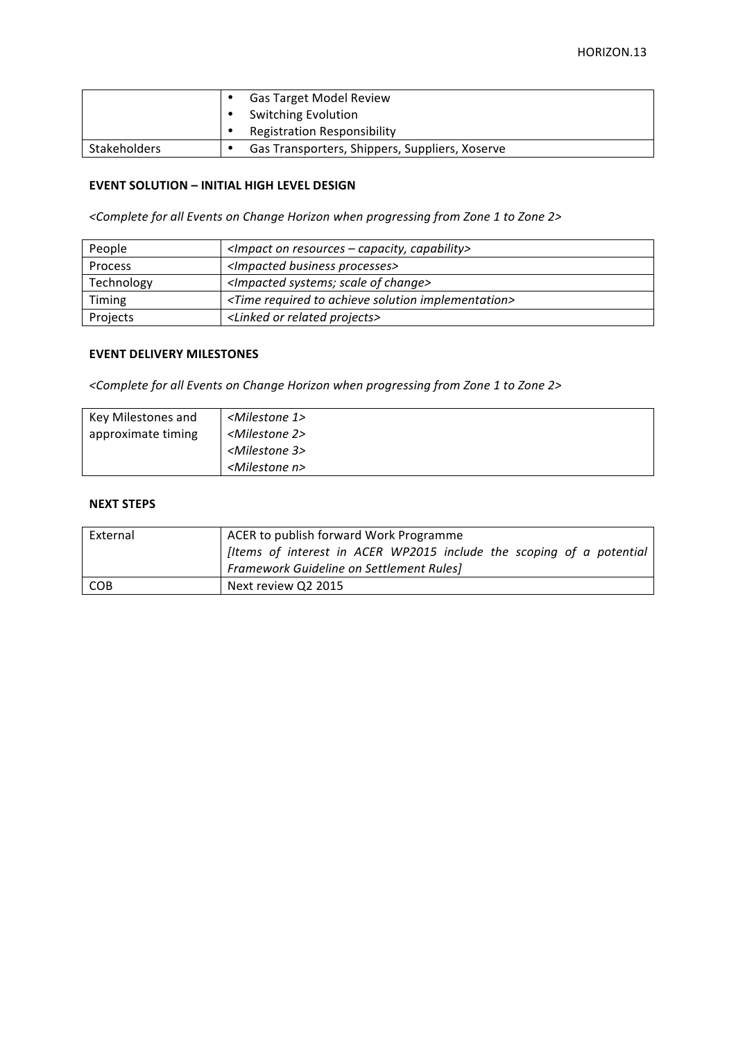| | |
|---|---|
| | • Gas Target Model Review<br>• Switching Evolution<br>• Registration Responsibility |
| Stakeholders | • Gas Transporters, Shippers, Suppliers, Xoserve |

**EVENT SOLUTION – INITIAL HIGH LEVEL DESIGN**

*<Complete for all Events on Change Horizon when progressing from Zone 1 to Zone 2>*

| | |
|---|---|
| People | *<Impact on resources – capacity, capability>* |
| Process | *<Impacted business processes>* |
| Technology | *<Impacted systems; scale of change>* |
| Timing | *<Time required to achieve solution implementation>* |
| Projects | *<Linked or related projects>* |

**EVENT DELIVERY MILESTONES**

*<Complete for all Events on Change Horizon when progressing from Zone 1 to Zone 2>*

| | |
|---|---|
| Key Milestones and approximate timing | *<Milestone 1>*<br>*<Milestone 2>*<br>*<Milestone 3>*<br>*<Milestone n>* |

**NEXT STEPS**

| | |
|---|---|
| External | ACER to publish forward Work Programme<br>*[Items of interest in ACER WP2015 include the scoping of a potential Framework Guideline on Settlement Rules]* |
| COB | Next review Q2 2015 |